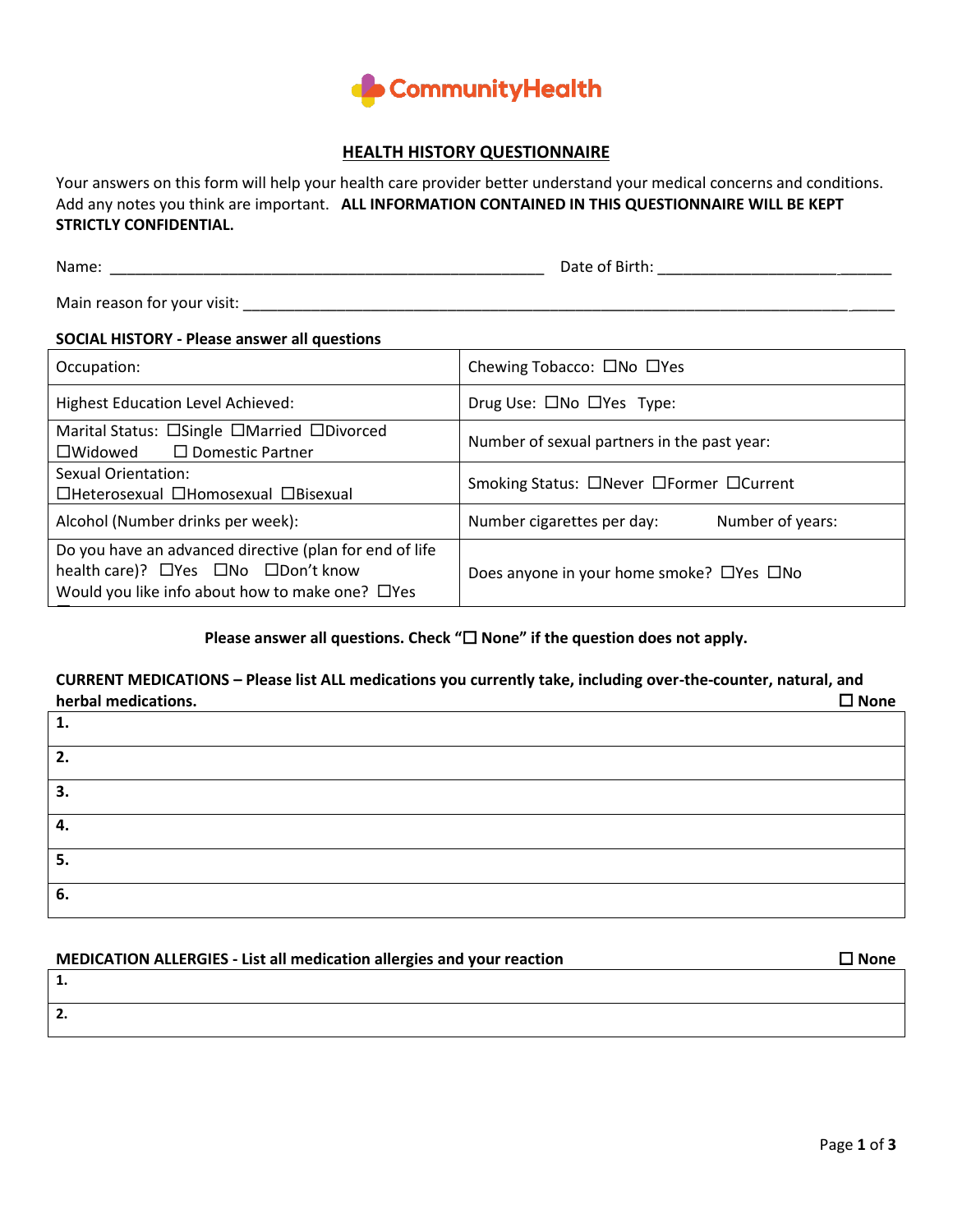CommunityHealth

## HEALTH HISTORY QUESTIONNAIRE

Your answers on this form will help your health care provider better understand your medical concerns and conditions. Add any notes you think are important. **ALL INFORMATION CONTAINED IN THIS QUESTIONNAIRE WILL BE KEPT STRICTLY CONFIDENTIAL.**

Name: ______________________________________________ Date of Birth: ___________________________

Main reason for your visit: ______________________________________________________________________

**SOCIAL HISTORY - Please answer all questions**

| | |
|---|---|
| Occupation: | Chewing Tobacco: ☐No ☐Yes |
| Highest Education Level Achieved: | Drug Use: ☐No ☐Yes Type: |
| Marital Status: ☐Single ☐Married ☐Divorced ☐Widowed ☐ Domestic Partner | Number of sexual partners in the past year: |
| Sexual Orientation: ☐Heterosexual ☐Homosexual ☐Bisexual | Smoking Status: ☐Never ☐Former ☐Current |
| Alcohol (Number drinks per week): | Number cigarettes per day: Number of years: |
| Do you have an advanced directive (plan for end of life health care)? ☐Yes ☐No ☐Don't know<br>Would you like info about how to make one? ☐Yes | Does anyone in your home smoke? ☐Yes ☐No |

**Please answer all questions. Check "☐ None" if the question does not apply.**

**CURRENT MEDICATIONS – Please list ALL medications you currently take, including over-the-counter, natural, and herbal medications.** **☐ None**

| |
|---|
| **1.** |
| **2.** |
| **3.** |
| **4.** |
| **5.** |
| **6.** |

**MEDICATION ALLERGIES - List all medication allergies and your reaction** **☐ None**

| |
|---|
| **1.** |
| **2.** |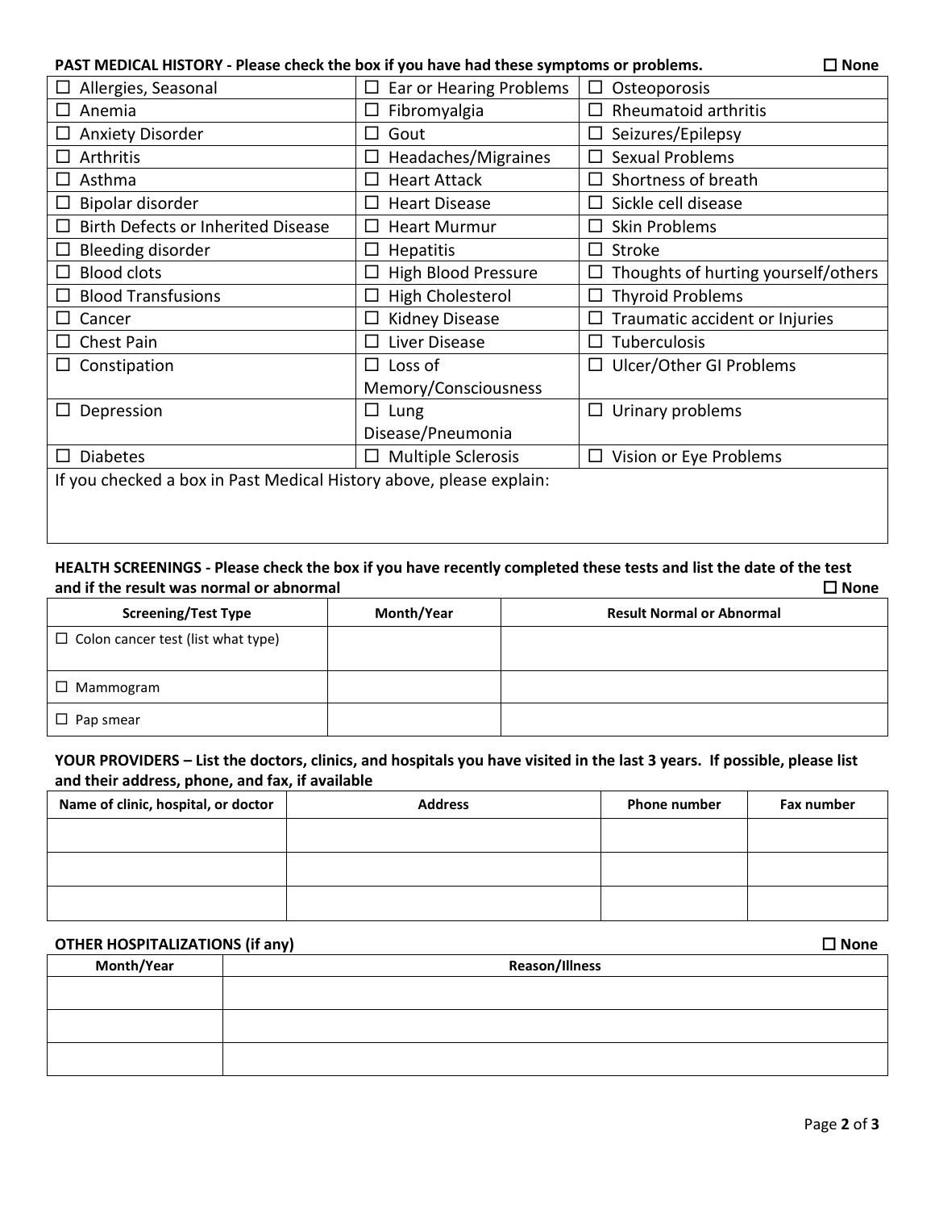**PAST MEDICAL HISTORY - Please check the box if you have had these symptoms or problems.** ☐ **None**

| | | |
|---|---|---|
| ☐ Allergies, Seasonal | ☐ Ear or Hearing Problems | ☐ Osteoporosis |
| ☐ Anemia | ☐ Fibromyalgia | ☐ Rheumatoid arthritis |
| ☐ Anxiety Disorder | ☐ Gout | ☐ Seizures/Epilepsy |
| ☐ Arthritis | ☐ Headaches/Migraines | ☐ Sexual Problems |
| ☐ Asthma | ☐ Heart Attack | ☐ Shortness of breath |
| ☐ Bipolar disorder | ☐ Heart Disease | ☐ Sickle cell disease |
| ☐ Birth Defects or Inherited Disease | ☐ Heart Murmur | ☐ Skin Problems |
| ☐ Bleeding disorder | ☐ Hepatitis | ☐ Stroke |
| ☐ Blood clots | ☐ High Blood Pressure | ☐ Thoughts of hurting yourself/others |
| ☐ Blood Transfusions | ☐ High Cholesterol | ☐ Thyroid Problems |
| ☐ Cancer | ☐ Kidney Disease | ☐ Traumatic accident or Injuries |
| ☐ Chest Pain | ☐ Liver Disease | ☐ Tuberculosis |
| ☐ Constipation | ☐ Loss of Memory/Consciousness | ☐ Ulcer/Other GI Problems |
| ☐ Depression | ☐ Lung Disease/Pneumonia | ☐ Urinary problems |
| ☐ Diabetes | ☐ Multiple Sclerosis | ☐ Vision or Eye Problems |
| If you checked a box in Past Medical History above, please explain: | | |

**HEALTH SCREENINGS - Please check the box if you have recently completed these tests and list the date of the test and if the result was normal or abnormal** ☐ **None**

| Screening/Test Type | Month/Year | Result Normal or Abnormal |
|---|---|---|
| ☐ Colon cancer test (list what type) | | |
| ☐ Mammogram | | |
| ☐ Pap smear | | |

**YOUR PROVIDERS – List the doctors, clinics, and hospitals you have visited in the last 3 years. If possible, please list and their address, phone, and fax, if available**

| Name of clinic, hospital, or doctor | Address | Phone number | Fax number |
|---|---|---|---|
| | | | |
| | | | |
| | | | |

**OTHER HOSPITALIZATIONS (if any)** ☐ **None**

| Month/Year | Reason/Illness |
|---|---|
| | |
| | |
| | |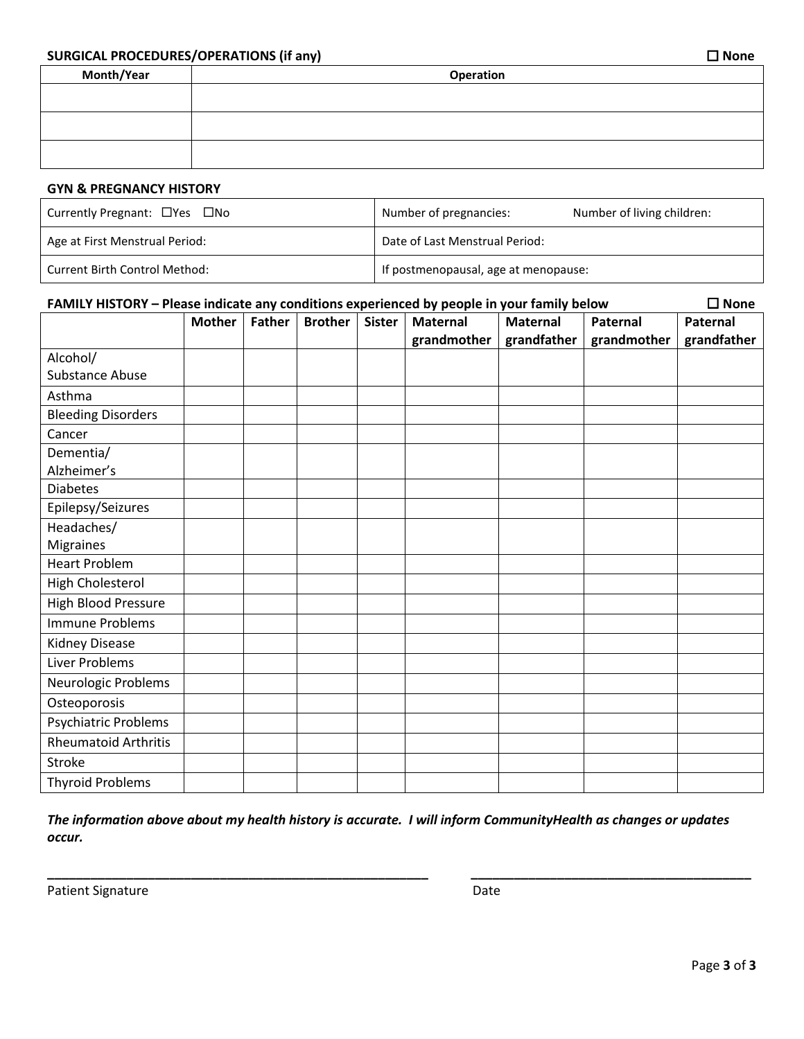**SURGICAL PROCEDURES/OPERATIONS (if any)** ☐ **None**

| Month/Year | Operation |
|---|---|
| | |
| | |
| | |

**GYN & PREGNANCY HISTORY**

| | |
|---|---|
| Currently Pregnant: ☐Yes ☐No | Number of pregnancies: Number of living children: |
| Age at First Menstrual Period: | Date of Last Menstrual Period: |
| Current Birth Control Method: | If postmenopausal, age at menopause: |

**FAMILY HISTORY – Please indicate any conditions experienced by people in your family below** ☐ **None**

| | Mother | Father | Brother | Sister | Maternal grandmother | Maternal grandfather | Paternal grandmother | Paternal grandfather |
|---|---|---|---|---|---|---|---|---|
| Alcohol/ Substance Abuse | | | | | | | | |
| Asthma | | | | | | | | |
| Bleeding Disorders | | | | | | | | |
| Cancer | | | | | | | | |
| Dementia/ Alzheimer's | | | | | | | | |
| Diabetes | | | | | | | | |
| Epilepsy/Seizures | | | | | | | | |
| Headaches/ Migraines | | | | | | | | |
| Heart Problem | | | | | | | | |
| High Cholesterol | | | | | | | | |
| High Blood Pressure | | | | | | | | |
| Immune Problems | | | | | | | | |
| Kidney Disease | | | | | | | | |
| Liver Problems | | | | | | | | |
| Neurologic Problems | | | | | | | | |
| Osteoporosis | | | | | | | | |
| Psychiatric Problems | | | | | | | | |
| Rheumatoid Arthritis | | | | | | | | |
| Stroke | | | | | | | | |
| Thyroid Problems | | | | | | | | |

***The information above about my health history is accurate. I will inform CommunityHealth as changes or updates occur.***

\_\_\_\_\_\_\_\_\_\_\_\_\_\_\_\_\_\_\_\_\_\_\_\_\_\_\_\_\_\_\_\_\_\_\_\_\_\_\_\_ \_\_\_\_\_\_\_\_\_\_\_\_\_\_\_\_\_\_\_\_\_\_\_\_\_\_\_\_\_\_\_\_

Patient Signature Date